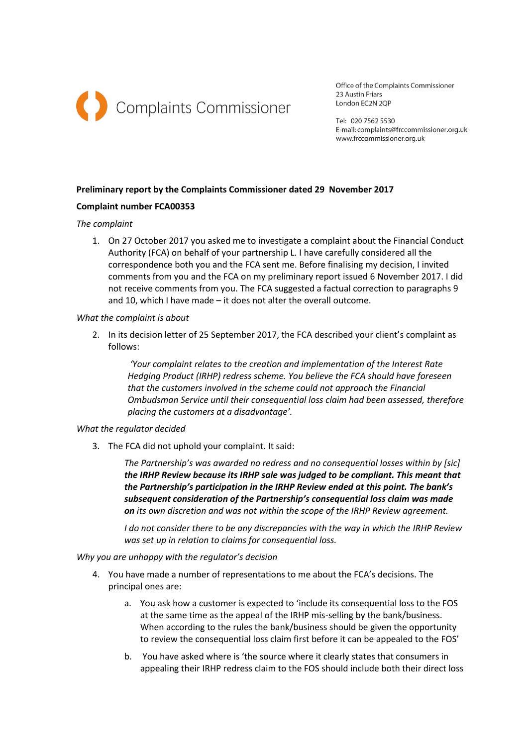Complaints Commissioner

Office of the Complaints Commissioner
23 Austin Friars
London EC2N 2QP

Tel: 020 7562 5530
E-mail: complaints@frccommissioner.org.uk
www.frccommissioner.org.uk

**Preliminary report by the Complaints Commissioner dated 29 November 2017**

**Complaint number FCA00353**

*The complaint*

1. On 27 October 2017 you asked me to investigate a complaint about the Financial Conduct Authority (FCA) on behalf of your partnership L. I have carefully considered all the correspondence both you and the FCA sent me. Before finalising my decision, I invited comments from you and the FCA on my preliminary report issued 6 November 2017. I did not receive comments from you. The FCA suggested a factual correction to paragraphs 9 and 10, which I have made – it does not alter the overall outcome.

*What the complaint is about*

2. In its decision letter of 25 September 2017, the FCA described your client's complaint as follows:

   *'Your complaint relates to the creation and implementation of the Interest Rate Hedging Product (IRHP) redress scheme. You believe the FCA should have foreseen that the customers involved in the scheme could not approach the Financial Ombudsman Service until their consequential loss claim had been assessed, therefore placing the customers at a disadvantage'.*

*What the regulator decided*

3. The FCA did not uphold your complaint. It said:

   *The Partnership's was awarded no redress and no consequential losses within by [sic]* ***the IRHP Review because its IRHP sale was judged to be compliant. This meant that the Partnership's participation in the IRHP Review ended at this point. The bank's subsequent consideration of the Partnership's consequential loss claim was made on*** *its own discretion and was not within the scope of the IRHP Review agreement.*

   *I do not consider there to be any discrepancies with the way in which the IRHP Review was set up in relation to claims for consequential loss.*

*Why you are unhappy with the regulator's decision*

4. You have made a number of representations to me about the FCA's decisions. The principal ones are:

   a. You ask how a customer is expected to 'include its consequential loss to the FOS at the same time as the appeal of the IRHP mis-selling by the bank/business. When according to the rules the bank/business should be given the opportunity to review the consequential loss claim first before it can be appealed to the FOS'

   b. You have asked where is 'the source where it clearly states that consumers in appealing their IRHP redress claim to the FOS should include both their direct loss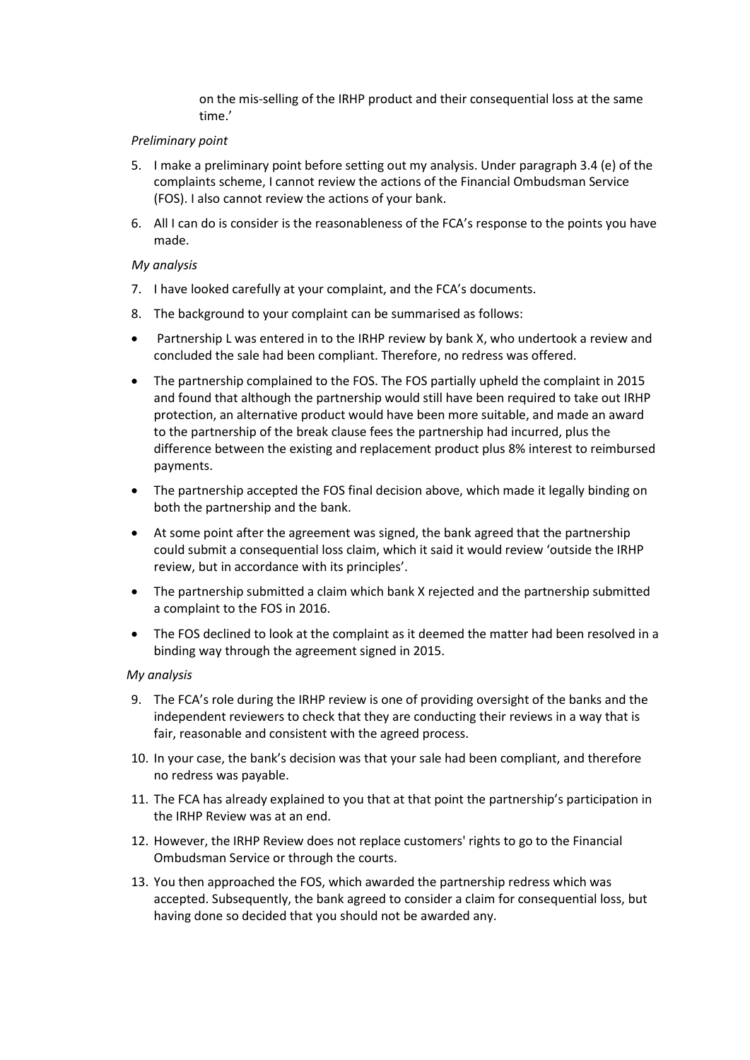on the mis-selling of the IRHP product and their consequential loss at the same time.'

*Preliminary point*

5. I make a preliminary point before setting out my analysis. Under paragraph 3.4 (e) of the complaints scheme, I cannot review the actions of the Financial Ombudsman Service (FOS). I also cannot review the actions of your bank.
6. All I can do is consider is the reasonableness of the FCA's response to the points you have made.

*My analysis*

7. I have looked carefully at your complaint, and the FCA's documents.
8. The background to your complaint can be summarised as follows:

- Partnership L was entered in to the IRHP review by bank X, who undertook a review and concluded the sale had been compliant. Therefore, no redress was offered.
- The partnership complained to the FOS. The FOS partially upheld the complaint in 2015 and found that although the partnership would still have been required to take out IRHP protection, an alternative product would have been more suitable, and made an award to the partnership of the break clause fees the partnership had incurred, plus the difference between the existing and replacement product plus 8% interest to reimbursed payments.
- The partnership accepted the FOS final decision above, which made it legally binding on both the partnership and the bank.
- At some point after the agreement was signed, the bank agreed that the partnership could submit a consequential loss claim, which it said it would review 'outside the IRHP review, but in accordance with its principles'.
- The partnership submitted a claim which bank X rejected and the partnership submitted a complaint to the FOS in 2016.
- The FOS declined to look at the complaint as it deemed the matter had been resolved in a binding way through the agreement signed in 2015.

*My analysis*

9. The FCA's role during the IRHP review is one of providing oversight of the banks and the independent reviewers to check that they are conducting their reviews in a way that is fair, reasonable and consistent with the agreed process.
10. In your case, the bank's decision was that your sale had been compliant, and therefore no redress was payable.
11. The FCA has already explained to you that at that point the partnership's participation in the IRHP Review was at an end.
12. However, the IRHP Review does not replace customers' rights to go to the Financial Ombudsman Service or through the courts.
13. You then approached the FOS, which awarded the partnership redress which was accepted. Subsequently, the bank agreed to consider a claim for consequential loss, but having done so decided that you should not be awarded any.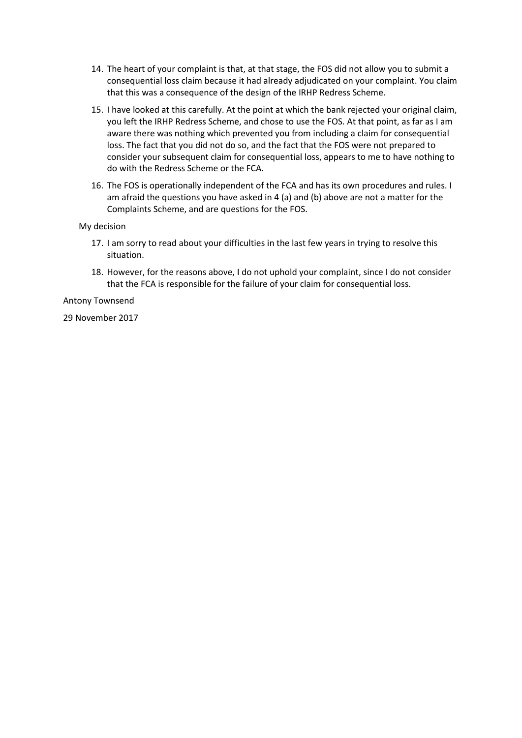14. The heart of your complaint is that, at that stage, the FOS did not allow you to submit a consequential loss claim because it had already adjudicated on your complaint. You claim that this was a consequence of the design of the IRHP Redress Scheme.
15. I have looked at this carefully. At the point at which the bank rejected your original claim, you left the IRHP Redress Scheme, and chose to use the FOS. At that point, as far as I am aware there was nothing which prevented you from including a claim for consequential loss. The fact that you did not do so, and the fact that the FOS were not prepared to consider your subsequent claim for consequential loss, appears to me to have nothing to do with the Redress Scheme or the FCA.
16. The FOS is operationally independent of the FCA and has its own procedures and rules. I am afraid the questions you have asked in 4 (a) and (b) above are not a matter for the Complaints Scheme, and are questions for the FOS.

My decision

17. I am sorry to read about your difficulties in the last few years in trying to resolve this situation.
18. However, for the reasons above, I do not uphold your complaint, since I do not consider that the FCA is responsible for the failure of your claim for consequential loss.

Antony Townsend

29 November 2017